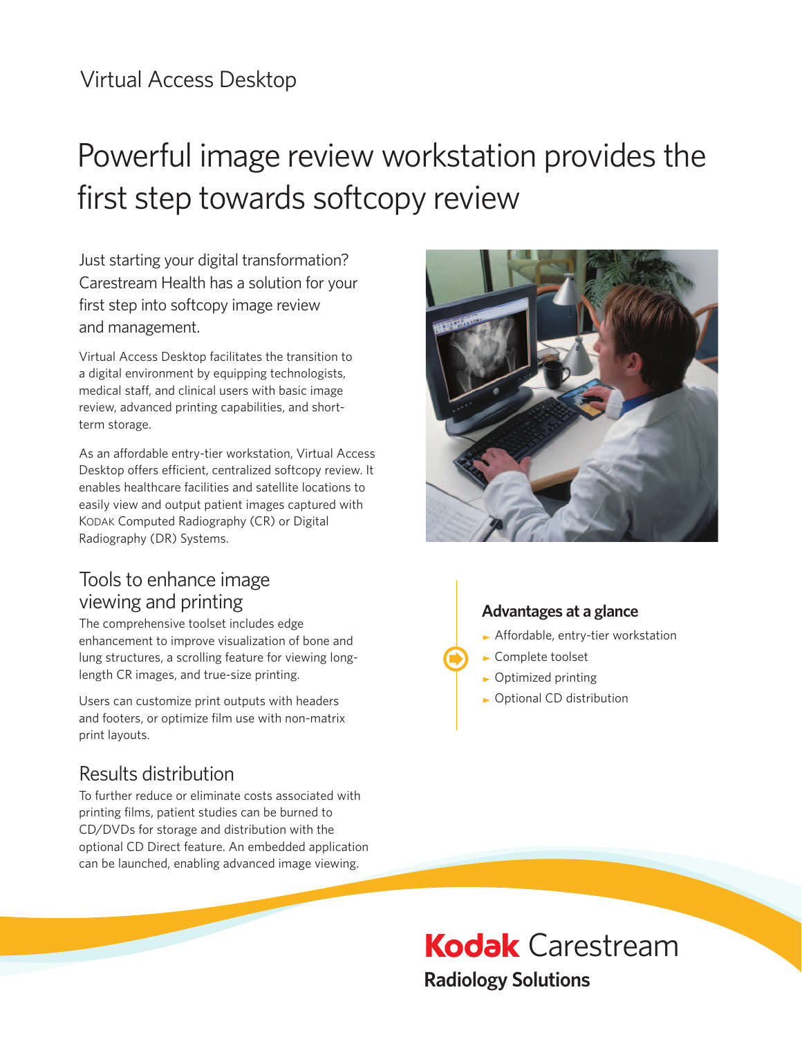Virtual Access Desktop

# Powerful image review workstation provides the first step towards softcopy review

Just starting your digital transformation? Carestream Health has a solution for your first step into softcopy image review and management.

Virtual Access Desktop facilitates the transition to a digital environment by equipping technologists, medical staff, and clinical users with basic image review, advanced printing capabilities, and short-term storage.

As an affordable entry-tier workstation, Virtual Access Desktop offers efficient, centralized softcopy review. It enables healthcare facilities and satellite locations to easily view and output patient images captured with KODAK Computed Radiography (CR) or Digital Radiography (DR) Systems.

## Tools to enhance image viewing and printing

The comprehensive toolset includes edge enhancement to improve visualization of bone and lung structures, a scrolling feature for viewing long-length CR images, and true-size printing.

Users can customize print outputs with headers and footers, or optimize film use with non-matrix print layouts.

## Results distribution

To further reduce or eliminate costs associated with printing films, patient studies can be burned to CD/DVDs for storage and distribution with the optional CD Direct feature. An embedded application can be launched, enabling advanced image viewing.

### Advantages at a glance

- Affordable, entry-tier workstation
- Complete toolset
- Optimized printing
- Optional CD distribution

**Kodak** Carestream

**Radiology Solutions**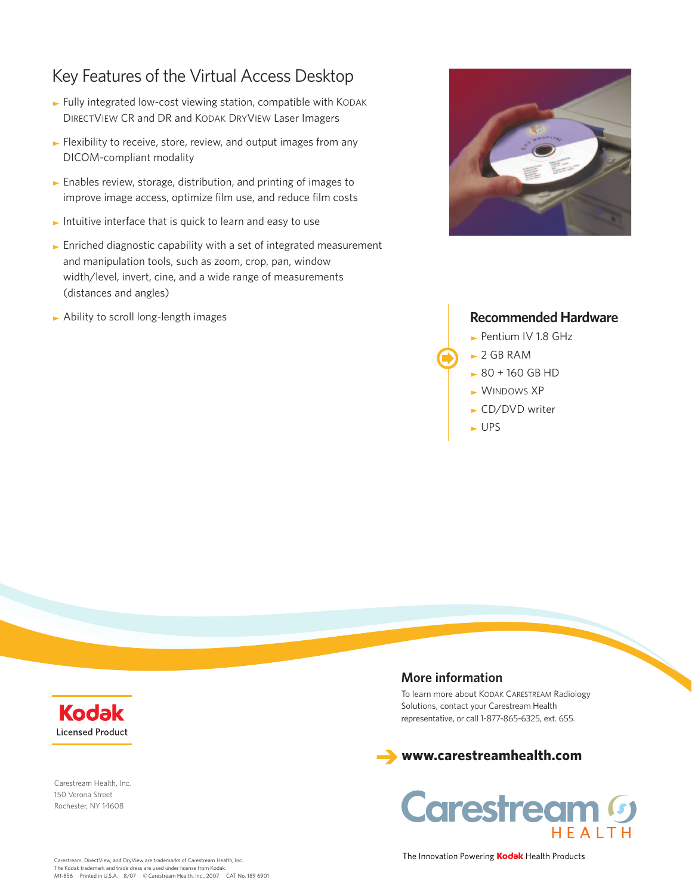## Key Features of the Virtual Access Desktop

- Fully integrated low-cost viewing station, compatible with KODAK DIRECTVIEW CR and DR and KODAK DRYVIEW Laser Imagers
- Flexibility to receive, store, review, and output images from any DICOM-compliant modality
- Enables review, storage, distribution, and printing of images to improve image access, optimize film use, and reduce film costs
- Intuitive interface that is quick to learn and easy to use
- Enriched diagnostic capability with a set of integrated measurement and manipulation tools, such as zoom, crop, pan, window width/level, invert, cine, and a wide range of measurements (distances and angles)
- Ability to scroll long-length images

### Recommended Hardware

- Pentium IV 1.8 GHz
- 2 GB RAM
- 80 + 160 GB HD
- WINDOWS XP
- CD/DVD writer
- UPS

### More information

To learn more about KODAK CARESTREAM Radiology Solutions, contact your Carestream Health representative, or call 1-877-865-6325, ext. 655.

**www.carestreamhealth.com**

Kodak Licensed Product

Carestream HEALTH

The Innovation Powering Kodak Health Products

Carestream Health, Inc.
150 Verona Street
Rochester, NY 14608

Carestream, DirectView, and DryView are trademarks of Carestream Health, Inc.
The Kodak trademark and trade dress are used under license from Kodak.
M1-856 Printed in U.S.A. 8/07 © Carestream Health, Inc., 2007 CAT No. 189 6901